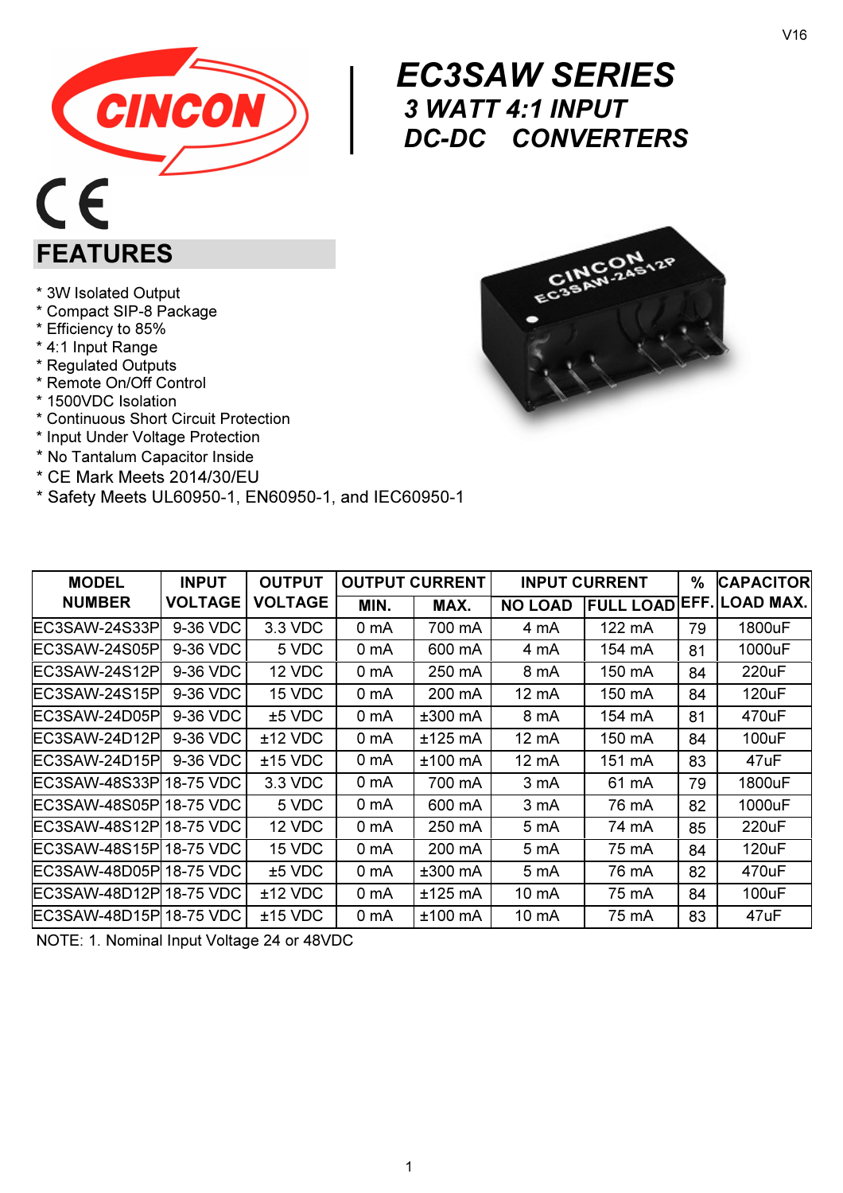V16

# EC3SAW SERIES

## 3 WATT 4:1 INPUT DC-DC CONVERTERS

## FEATURES

* 3W Isolated Output
* Compact SIP-8 Package
* Efficiency to 85%
* 4:1 Input Range
* Regulated Outputs
* Remote On/Off Control
* 1500VDC Isolation
* Continuous Short Circuit Protection
* Input Under Voltage Protection
* No Tantalum Capacitor Inside
* CE Mark Meets 2014/30/EU
* Safety Meets UL60950-1, EN60950-1, and IEC60950-1

| MODEL NUMBER | INPUT VOLTAGE | OUTPUT VOLTAGE | OUTPUT CURRENT | | INPUT CURRENT | | % EFF. | CAPACITOR LOAD MAX. |
|---|---|---|---|---|---|---|---|---|
| | | | MIN. | MAX. | NO LOAD | FULL LOAD | | |
| EC3SAW-24S33P | 9-36 VDC | 3.3 VDC | 0 mA | 700 mA | 4 mA | 122 mA | 79 | 1800uF |
| EC3SAW-24S05P | 9-36 VDC | 5 VDC | 0 mA | 600 mA | 4 mA | 154 mA | 81 | 1000uF |
| EC3SAW-24S12P | 9-36 VDC | 12 VDC | 0 mA | 250 mA | 8 mA | 150 mA | 84 | 220uF |
| EC3SAW-24S15P | 9-36 VDC | 15 VDC | 0 mA | 200 mA | 12 mA | 150 mA | 84 | 120uF |
| EC3SAW-24D05P | 9-36 VDC | ±5 VDC | 0 mA | ±300 mA | 8 mA | 154 mA | 81 | 470uF |
| EC3SAW-24D12P | 9-36 VDC | ±12 VDC | 0 mA | ±125 mA | 12 mA | 150 mA | 84 | 100uF |
| EC3SAW-24D15P | 9-36 VDC | ±15 VDC | 0 mA | ±100 mA | 12 mA | 151 mA | 83 | 47uF |
| EC3SAW-48S33P | 18-75 VDC | 3.3 VDC | 0 mA | 700 mA | 3 mA | 61 mA | 79 | 1800uF |
| EC3SAW-48S05P | 18-75 VDC | 5 VDC | 0 mA | 600 mA | 3 mA | 76 mA | 82 | 1000uF |
| EC3SAW-48S12P | 18-75 VDC | 12 VDC | 0 mA | 250 mA | 5 mA | 74 mA | 85 | 220uF |
| EC3SAW-48S15P | 18-75 VDC | 15 VDC | 0 mA | 200 mA | 5 mA | 75 mA | 84 | 120uF |
| EC3SAW-48D05P | 18-75 VDC | ±5 VDC | 0 mA | ±300 mA | 5 mA | 76 mA | 82 | 470uF |
| EC3SAW-48D12P | 18-75 VDC | ±12 VDC | 0 mA | ±125 mA | 10 mA | 75 mA | 84 | 100uF |
| EC3SAW-48D15P | 18-75 VDC | ±15 VDC | 0 mA | ±100 mA | 10 mA | 75 mA | 83 | 47uF |

NOTE: 1. Nominal Input Voltage 24 or 48VDC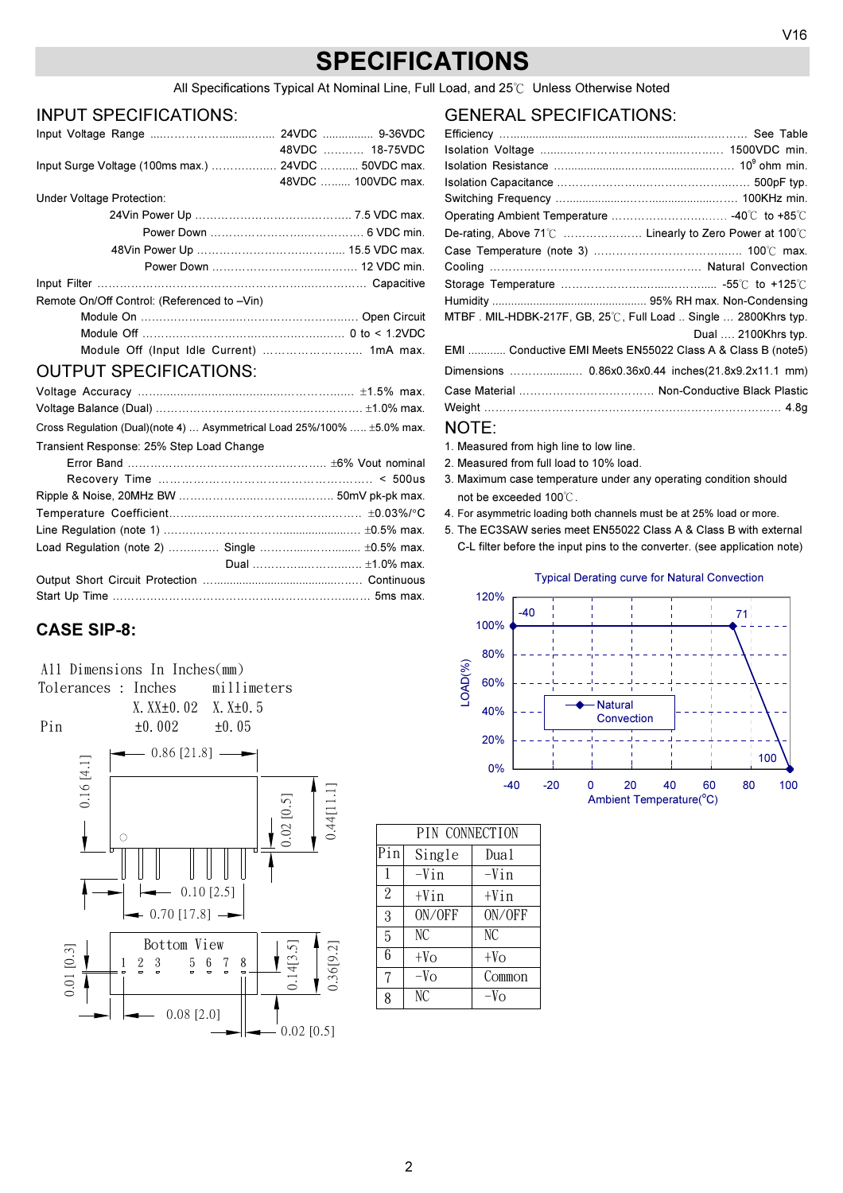# SPECIFICATIONS

All Specifications Typical At Nominal Line, Full Load, and 25℃ Unless Otherwise Noted

## INPUT SPECIFICATIONS:

Input Voltage Range ........ 24VDC ........ 9-36VDC
48VDC ........ 18-75VDC

Input Surge Voltage (100ms max.) ........ 24VDC ........ 50VDC max.
48VDC ........ 100VDC max.

Under Voltage Protection:

24Vin Power Up ........ 7.5 VDC max.
Power Down ........ 6 VDC min.
48Vin Power Up ........ 15.5 VDC max.
Power Down ........ 12 VDC min.

Input Filter ........ Capacitive

Remote On/Off Control: (Referenced to –Vin)

Module On ........ Open Circuit
Module Off ........ 0 to < 1.2VDC
Module Off (Input Idle Current) ........ 1mA max.

## OUTPUT SPECIFICATIONS:

Voltage Accuracy ........ ±1.5% max.
Voltage Balance (Dual) ........ ±1.0% max.
Cross Regulation (Dual)(note 4) ... Asymmetrical Load 25%/100% ..... ±5.0% max.
Transient Response: 25% Step Load Change
Error Band ........ ±6% Vout nominal
Recovery Time ........ < 500us
Ripple & Noise, 20MHz BW ........ 50mV pk-pk max.
Temperature Coefficient ........ ±0.03%/°C
Line Regulation (note 1) ........ ±0.5% max.
Load Regulation (note 2) ........ Single ........ ±0.5% max.
Dual ........ ±1.0% max.
Output Short Circuit Protection ........ Continuous
Start Up Time ........ 5ms max.

## CASE SIP-8:

All Dimensions In Inches(mm)
Tolerances : Inches millimeters
X.XX±0.02 X.X±0.5
Pin ±0.002 ±0.05

0.86 [21.8]
0.16 [4.1]
0.02 [0.5]
0.44[11.1]
0.10 [2.5]
0.70 [17.8]
Bottom View
1 2 3 5 6 7 8
0.01 [0.3]
0.14[3.5]
0.36[9.2]
0.08 [2.0]
0.02 [0.5]

| PIN CONNECTION | | |
|---|---|---|
| Pin | Single | Dual |
| 1 | -Vin | -Vin |
| 2 | +Vin | +Vin |
| 3 | ON/OFF | ON/OFF |
| 5 | NC | NC |
| 6 | +Vo | +Vo |
| 7 | -Vo | Common |
| 8 | NC | -Vo |

## GENERAL SPECIFICATIONS:

Efficiency ........ See Table
Isolation Voltage ........ 1500VDC min.
Isolation Resistance ........ $10^9$ ohm min.
Isolation Capacitance ........ 500pF typ.
Switching Frequency ........ 100KHz min.
Operating Ambient Temperature ........ -40℃ to +85℃
De-rating, Above 71℃ ........ Linearly to Zero Power at 100℃
Case Temperature (note 3) ........ 100℃ max.
Cooling ........ Natural Convection
Storage Temperature ........ -55℃ to +125℃
Humidity ........ 95% RH max. Non-Condensing
MTBF . MIL-HDBK-217F, GB, 25℃, Full Load .. Single ... 2800Khrs typ.
Dual .... 2100Khrs typ.
EMI ........ Conductive EMI Meets EN55022 Class A & Class B (note5)
Dimensions ........ 0.86x0.36x0.44 inches(21.8x9.2x11.1 mm)
Case Material ........ Non-Conductive Black Plastic
Weight ........ 4.8g

## NOTE:

1. Measured from high line to low line.
2. Measured from full load to 10% load.
3. Maximum case temperature under any operating condition should not be exceeded 100℃.
4. For asymmetric loading both channels must be at 25% load or more.
5. The EC3SAW series meet EN55022 Class A & Class B with external C-L filter before the input pins to the converter. (see application note)

Typical Derating curve for Natural Convection

LOAD(%)
120%
100%
80%
60%
40%
20%
0%
-40
71
100
Natural Convection
-40 -20 0 20 40 60 80 100
Ambient Temperature(°C)